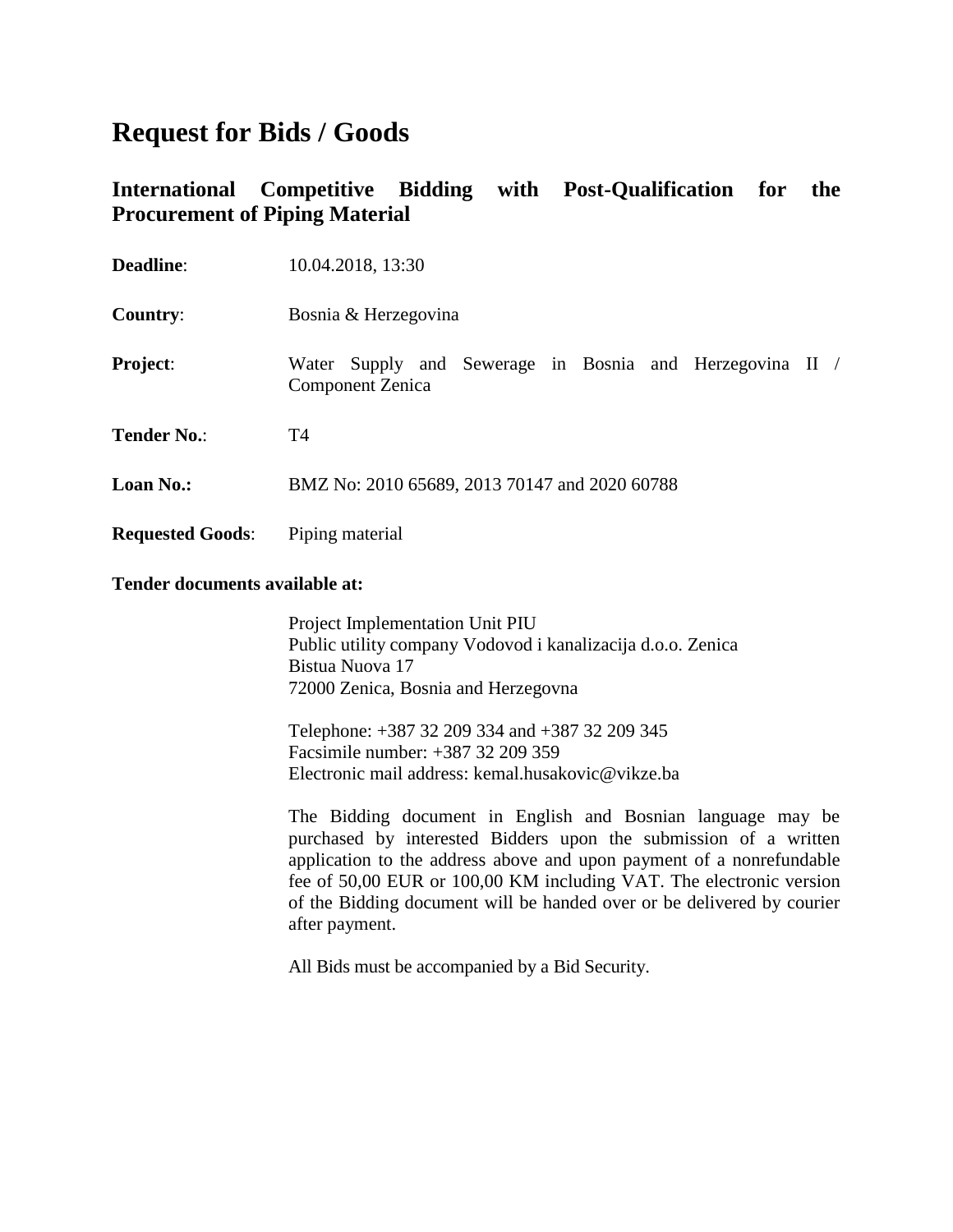# Request for Bids / Goods

## International Competitive Bidding with Post-Qualification for the Procurement of Piping Material

**Deadline**: 10.04.2018, 13:30

**Country**: Bosnia & Herzegovina

**Project**: Water Supply and Sewerage in Bosnia and Herzegovina II / Component Zenica

**Tender No.**: T4

**Loan No.:** BMZ No: 2010 65689, 2013 70147 and 2020 60788

**Requested Goods**: Piping material

**Tender documents available at:**

Project Implementation Unit PIU
Public utility company Vodovod i kanalizacija d.o.o. Zenica
Bistua Nuova 17
72000 Zenica, Bosnia and Herzegovna

Telephone: +387 32 209 334 and +387 32 209 345
Facsimile number: +387 32 209 359
Electronic mail address: kemal.husakovic@vikze.ba

The Bidding document in English and Bosnian language may be purchased by interested Bidders upon the submission of a written application to the address above and upon payment of a nonrefundable fee of 50,00 EUR or 100,00 KM including VAT. The electronic version of the Bidding document will be handed over or be delivered by courier after payment.

All Bids must be accompanied by a Bid Security.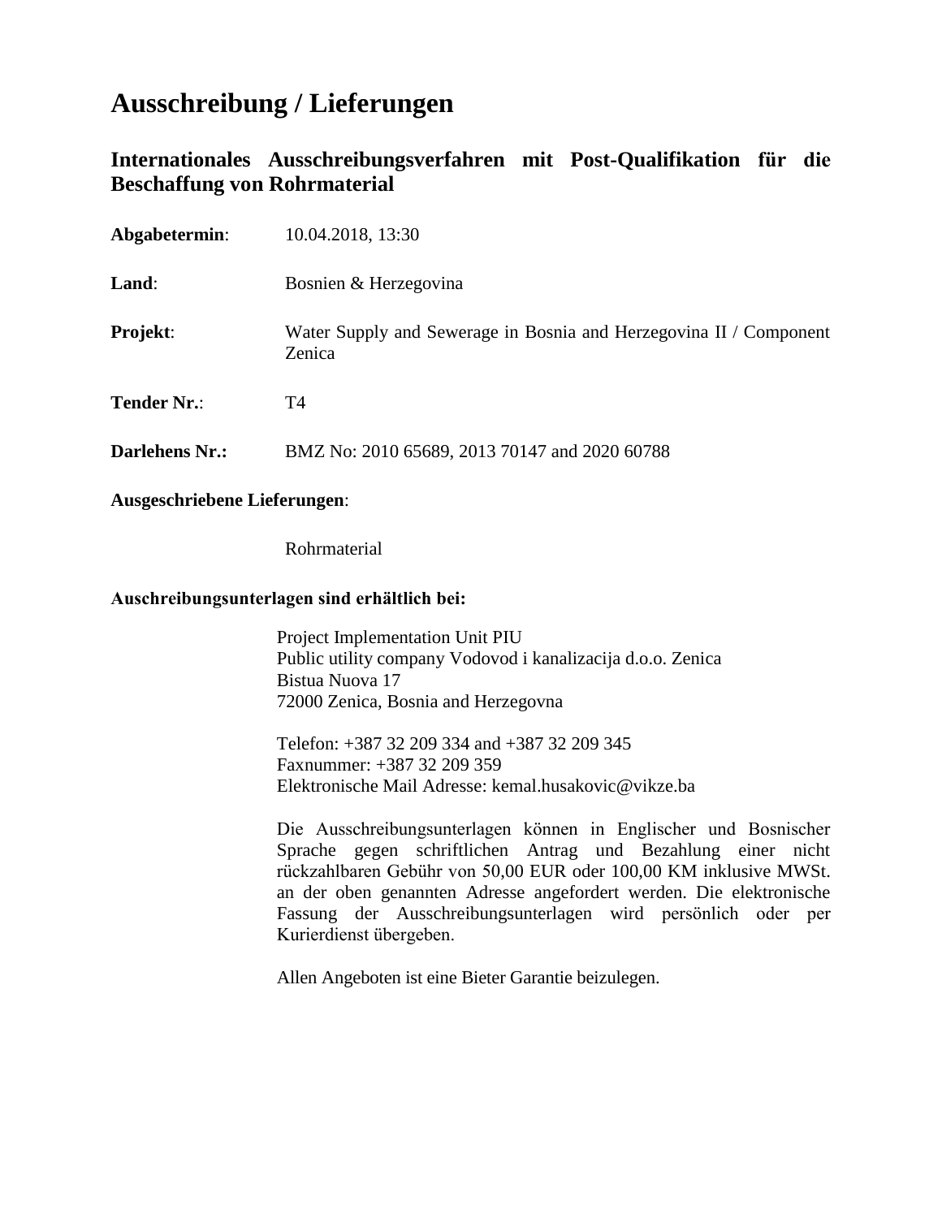# Ausschreibung / Lieferungen

## Internationales Ausschreibungsverfahren mit Post-Qualifikation für die Beschaffung von Rohrmaterial

**Abgabetermin**: 10.04.2018, 13:30

**Land**: Bosnien & Herzegovina

**Projekt**: Water Supply and Sewerage in Bosnia and Herzegovina II / Component Zenica

**Tender Nr.**: T4

**Darlehens Nr.:** BMZ No: 2010 65689, 2013 70147 and 2020 60788

**Ausgeschriebene Lieferungen**:

Rohrmaterial

**Auschreibungsunterlagen sind erhältlich bei:**

Project Implementation Unit PIU
Public utility company Vodovod i kanalizacija d.o.o. Zenica
Bistua Nuova 17
72000 Zenica, Bosnia and Herzegovna

Telefon: +387 32 209 334 and +387 32 209 345
Faxnummer: +387 32 209 359
Elektronische Mail Adresse: kemal.husakovic@vikze.ba

Die Ausschreibungsunterlagen können in Englischer und Bosnischer Sprache gegen schriftlichen Antrag und Bezahlung einer nicht rückzahlbaren Gebühr von 50,00 EUR oder 100,00 KM inklusive MWSt. an der oben genannten Adresse angefordert werden. Die elektronische Fassung der Ausschreibungsunterlagen wird persönlich oder per Kurierdienst übergeben.

Allen Angeboten ist eine Bieter Garantie beizulegen.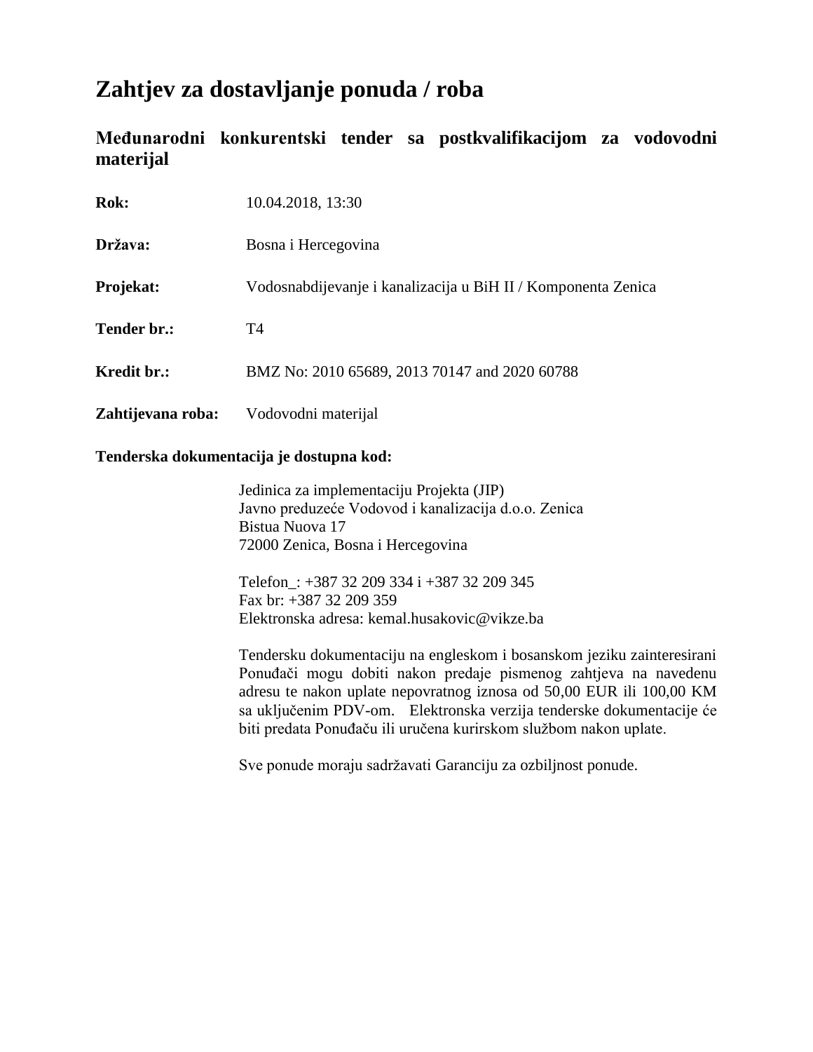# Zahtjev za dostavljanje ponuda / roba

## Međunarodni konkurentski tender sa postkvalifikacijom za vodovodni materijal

**Rok:** 10.04.2018, 13:30

**Država:** Bosna i Hercegovina

**Projekat:** Vodosnabdijevanje i kanalizacija u BiH II / Komponenta Zenica

**Tender br.:** T4

**Kredit br.:** BMZ No: 2010 65689, 2013 70147 and 2020 60788

**Zahtijevana roba:** Vodovodni materijal

**Tenderska dokumentacija je dostupna kod:**

Jedinica za implementaciju Projekta (JIP)
Javno preduzeće Vodovod i kanalizacija d.o.o. Zenica
Bistua Nuova 17
72000 Zenica, Bosna i Hercegovina

Telefon_: +387 32 209 334 i +387 32 209 345
Fax br: +387 32 209 359
Elektronska adresa: kemal.husakovic@vikze.ba

Tendersku dokumentaciju na engleskom i bosanskom jeziku zainteresirani Ponuđači mogu dobiti nakon predaje pismenog zahtjeva na navedenu adresu te nakon uplate nepovratnog iznosa od 50,00 EUR ili 100,00 KM sa uključenim PDV-om. Elektronska verzija tenderske dokumentacije će biti predata Ponuđaču ili uručena kurirskom službom nakon uplate.

Sve ponude moraju sadržavati Garanciju za ozbiljnost ponude.